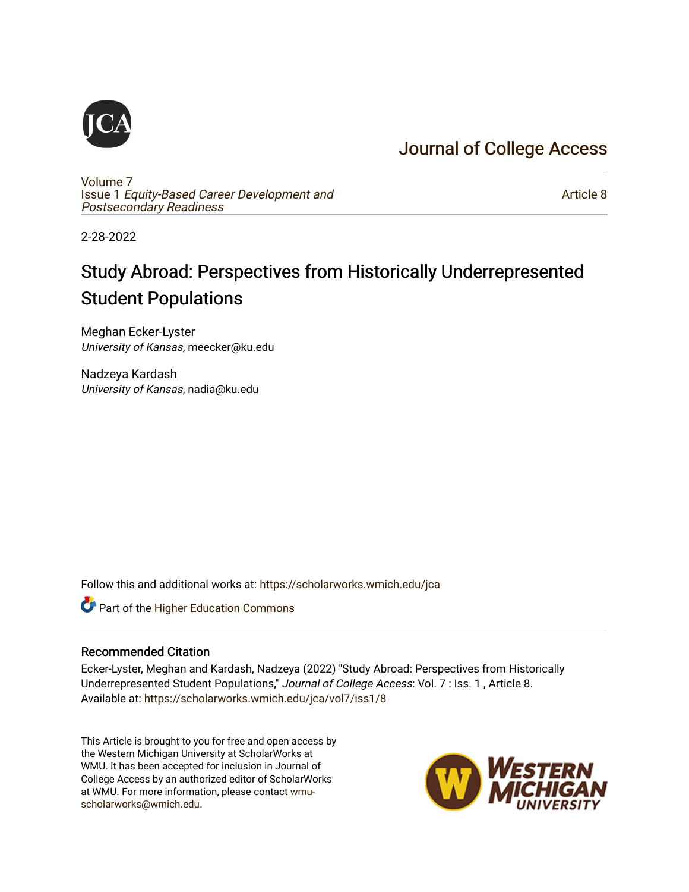# Journal of College Access

Volume 7
Issue 1 *Equity-Based Career Development and Postsecondary Readiness*

Article 8

2-28-2022

# Study Abroad: Perspectives from Historically Underrepresented Student Populations

Meghan Ecker-Lyster
*University of Kansas*, meecker@ku.edu

Nadzeya Kardash
*University of Kansas*, nadia@ku.edu

Follow this and additional works at: https://scholarworks.wmich.edu/jca

Part of the Higher Education Commons

## Recommended Citation

Ecker-Lyster, Meghan and Kardash, Nadzeya (2022) "Study Abroad: Perspectives from Historically Underrepresented Student Populations," *Journal of College Access*: Vol. 7 : Iss. 1 , Article 8.
Available at: https://scholarworks.wmich.edu/jca/vol7/iss1/8

This Article is brought to you for free and open access by the Western Michigan University at ScholarWorks at WMU. It has been accepted for inclusion in Journal of College Access by an authorized editor of ScholarWorks at WMU. For more information, please contact wmu-scholarworks@wmich.edu.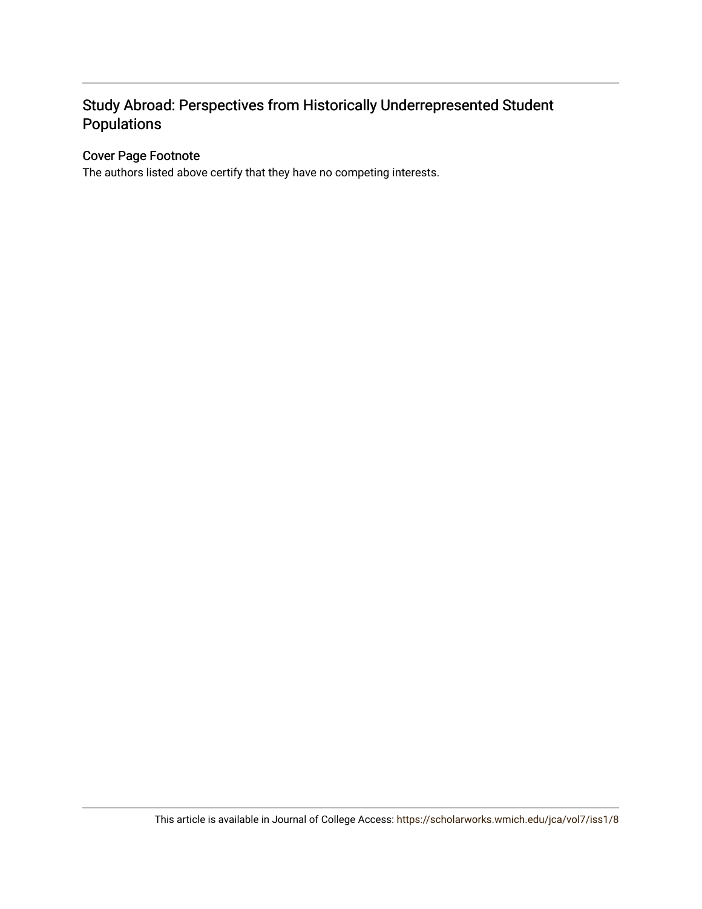## Study Abroad: Perspectives from Historically Underrepresented Student Populations

### Cover Page Footnote

The authors listed above certify that they have no competing interests.

This article is available in Journal of College Access: https://scholarworks.wmich.edu/jca/vol7/iss1/8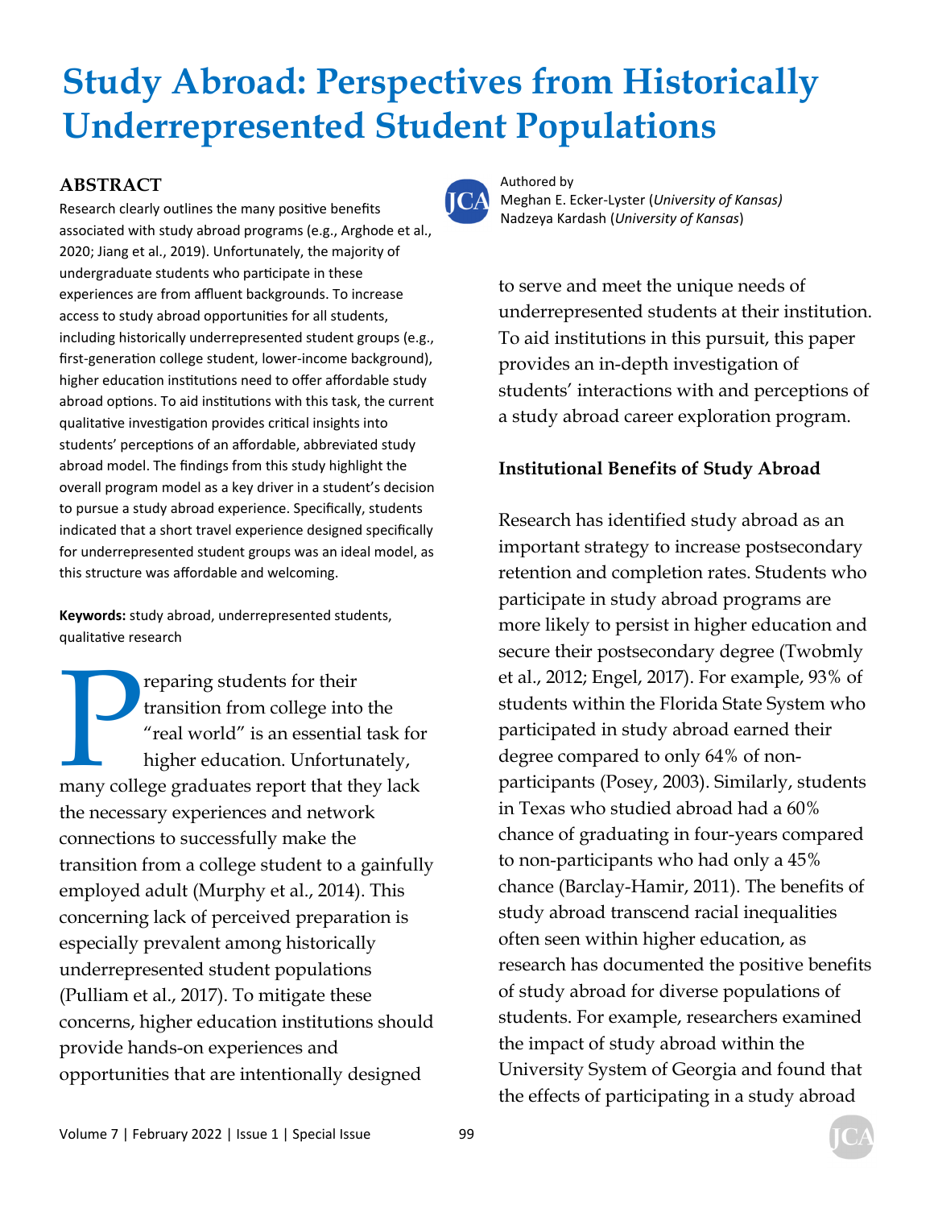# Study Abroad: Perspectives from Historically Underrepresented Student Populations

Authored by
Meghan E. Ecker-Lyster (*University of Kansas)*
Nadzeya Kardash (*University of Kansas*)

## ABSTRACT

Research clearly outlines the many positive benefits associated with study abroad programs (e.g., Arghode et al., 2020; Jiang et al., 2019). Unfortunately, the majority of undergraduate students who participate in these experiences are from affluent backgrounds. To increase access to study abroad opportunities for all students, including historically underrepresented student groups (e.g., first-generation college student, lower-income background), higher education institutions need to offer affordable study abroad options. To aid institutions with this task, the current qualitative investigation provides critical insights into students' perceptions of an affordable, abbreviated study abroad model. The findings from this study highlight the overall program model as a key driver in a student's decision to pursue a study abroad experience. Specifically, students indicated that a short travel experience designed specifically for underrepresented student groups was an ideal model, as this structure was affordable and welcoming.

**Keywords:** study abroad, underrepresented students, qualitative research

Preparing students for their transition from college into the "real world" is an essential task for higher education. Unfortunately, many college graduates report that they lack the necessary experiences and network connections to successfully make the transition from a college student to a gainfully employed adult (Murphy et al., 2014). This concerning lack of perceived preparation is especially prevalent among historically underrepresented student populations (Pulliam et al., 2017). To mitigate these concerns, higher education institutions should provide hands-on experiences and opportunities that are intentionally designed to serve and meet the unique needs of underrepresented students at their institution. To aid institutions in this pursuit, this paper provides an in-depth investigation of students' interactions with and perceptions of a study abroad career exploration program.

### Institutional Benefits of Study Abroad

Research has identified study abroad as an important strategy to increase postsecondary retention and completion rates. Students who participate in study abroad programs are more likely to persist in higher education and secure their postsecondary degree (Twobmly et al., 2012; Engel, 2017). For example, 93% of students within the Florida State System who participated in study abroad earned their degree compared to only 64% of non-participants (Posey, 2003). Similarly, students in Texas who studied abroad had a 60% chance of graduating in four-years compared to non-participants who had only a 45% chance (Barclay-Hamir, 2011). The benefits of study abroad transcend racial inequalities often seen within higher education, as research has documented the positive benefits of study abroad for diverse populations of students. For example, researchers examined the impact of study abroad within the University System of Georgia and found that the effects of participating in a study abroad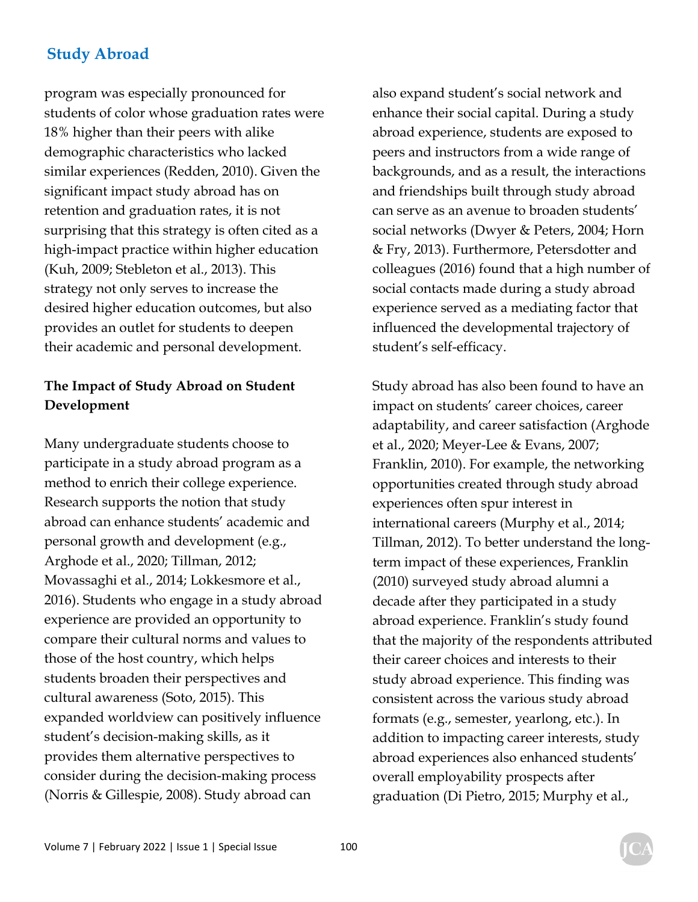program was especially pronounced for students of color whose graduation rates were 18% higher than their peers with alike demographic characteristics who lacked similar experiences (Redden, 2010). Given the significant impact study abroad has on retention and graduation rates, it is not surprising that this strategy is often cited as a high-impact practice within higher education (Kuh, 2009; Stebleton et al., 2013). This strategy not only serves to increase the desired higher education outcomes, but also provides an outlet for students to deepen their academic and personal development.

**The Impact of Study Abroad on Student Development**

Many undergraduate students choose to participate in a study abroad program as a method to enrich their college experience. Research supports the notion that study abroad can enhance students' academic and personal growth and development (e.g., Arghode et al., 2020; Tillman, 2012; Movassaghi et al., 2014; Lokkesmore et al., 2016). Students who engage in a study abroad experience are provided an opportunity to compare their cultural norms and values to those of the host country, which helps students broaden their perspectives and cultural awareness (Soto, 2015). This expanded worldview can positively influence student's decision-making skills, as it provides them alternative perspectives to consider during the decision-making process (Norris & Gillespie, 2008). Study abroad can also expand student's social network and enhance their social capital. During a study abroad experience, students are exposed to peers and instructors from a wide range of backgrounds, and as a result, the interactions and friendships built through study abroad can serve as an avenue to broaden students' social networks (Dwyer & Peters, 2004; Horn & Fry, 2013). Furthermore, Petersdotter and colleagues (2016) found that a high number of social contacts made during a study abroad experience served as a mediating factor that influenced the developmental trajectory of student's self-efficacy.

Study abroad has also been found to have an impact on students' career choices, career adaptability, and career satisfaction (Arghode et al., 2020; Meyer-Lee & Evans, 2007; Franklin, 2010). For example, the networking opportunities created through study abroad experiences often spur interest in international careers (Murphy et al., 2014; Tillman, 2012). To better understand the long-term impact of these experiences, Franklin (2010) surveyed study abroad alumni a decade after they participated in a study abroad experience. Franklin's study found that the majority of the respondents attributed their career choices and interests to their study abroad experience. This finding was consistent across the various study abroad formats (e.g., semester, yearlong, etc.). In addition to impacting career interests, study abroad experiences also enhanced students' overall employability prospects after graduation (Di Pietro, 2015; Murphy et al.,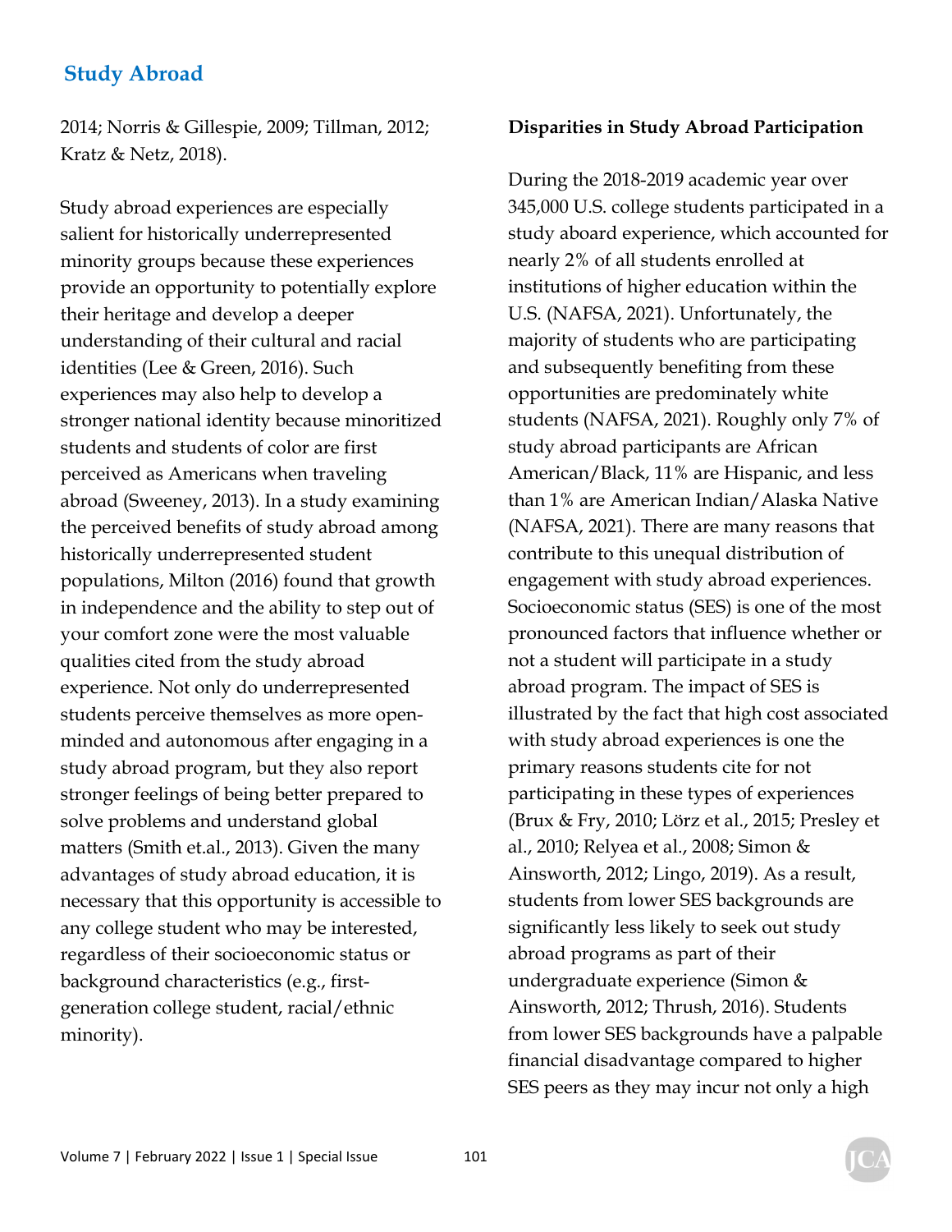2014; Norris & Gillespie, 2009; Tillman, 2012; Kratz & Netz, 2018).

Study abroad experiences are especially salient for historically underrepresented minority groups because these experiences provide an opportunity to potentially explore their heritage and develop a deeper understanding of their cultural and racial identities (Lee & Green, 2016). Such experiences may also help to develop a stronger national identity because minoritized students and students of color are first perceived as Americans when traveling abroad (Sweeney, 2013). In a study examining the perceived benefits of study abroad among historically underrepresented student populations, Milton (2016) found that growth in independence and the ability to step out of your comfort zone were the most valuable qualities cited from the study abroad experience. Not only do underrepresented students perceive themselves as more open-minded and autonomous after engaging in a study abroad program, but they also report stronger feelings of being better prepared to solve problems and understand global matters (Smith et.al., 2013). Given the many advantages of study abroad education, it is necessary that this opportunity is accessible to any college student who may be interested, regardless of their socioeconomic status or background characteristics (e.g., first-generation college student, racial/ethnic minority).

**Disparities in Study Abroad Participation**

During the 2018-2019 academic year over 345,000 U.S. college students participated in a study aboard experience, which accounted for nearly 2% of all students enrolled at institutions of higher education within the U.S. (NAFSA, 2021). Unfortunately, the majority of students who are participating and subsequently benefiting from these opportunities are predominately white students (NAFSA, 2021). Roughly only 7% of study abroad participants are African American/Black, 11% are Hispanic, and less than 1% are American Indian/Alaska Native (NAFSA, 2021). There are many reasons that contribute to this unequal distribution of engagement with study abroad experiences. Socioeconomic status (SES) is one of the most pronounced factors that influence whether or not a student will participate in a study abroad program. The impact of SES is illustrated by the fact that high cost associated with study abroad experiences is one the primary reasons students cite for not participating in these types of experiences (Brux & Fry, 2010; Lörz et al., 2015; Presley et al., 2010; Relyea et al., 2008; Simon & Ainsworth, 2012; Lingo, 2019). As a result, students from lower SES backgrounds are significantly less likely to seek out study abroad programs as part of their undergraduate experience (Simon & Ainsworth, 2012; Thrush, 2016). Students from lower SES backgrounds have a palpable financial disadvantage compared to higher SES peers as they may incur not only a high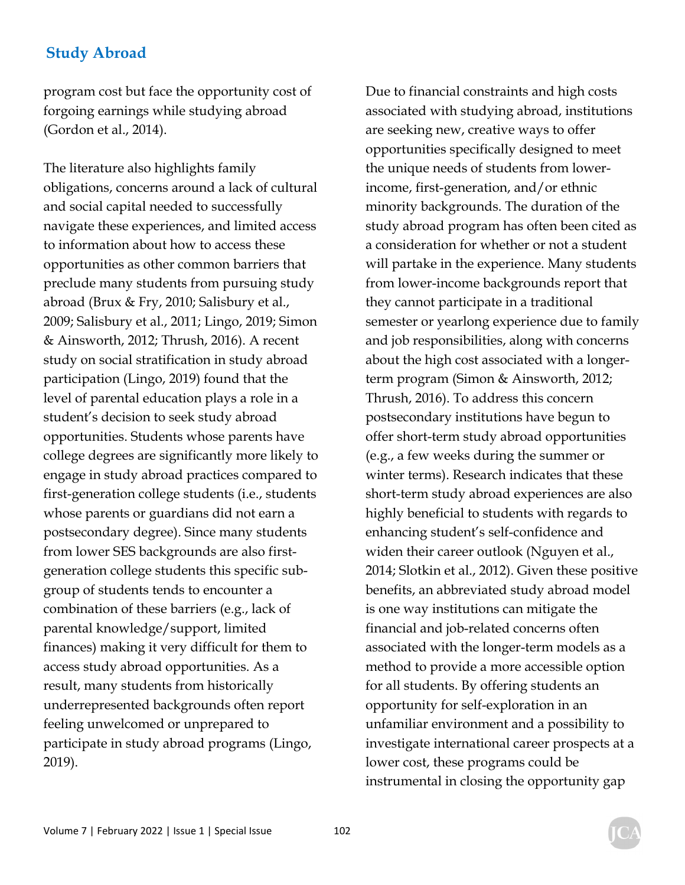program cost but face the opportunity cost of forgoing earnings while studying abroad (Gordon et al., 2014).

The literature also highlights family obligations, concerns around a lack of cultural and social capital needed to successfully navigate these experiences, and limited access to information about how to access these opportunities as other common barriers that preclude many students from pursuing study abroad (Brux & Fry, 2010; Salisbury et al., 2009; Salisbury et al., 2011; Lingo, 2019; Simon & Ainsworth, 2012; Thrush, 2016). A recent study on social stratification in study abroad participation (Lingo, 2019) found that the level of parental education plays a role in a student's decision to seek study abroad opportunities. Students whose parents have college degrees are significantly more likely to engage in study abroad practices compared to first-generation college students (i.e., students whose parents or guardians did not earn a postsecondary degree). Since many students from lower SES backgrounds are also first-generation college students this specific sub-group of students tends to encounter a combination of these barriers (e.g., lack of parental knowledge/support, limited finances) making it very difficult for them to access study abroad opportunities. As a result, many students from historically underrepresented backgrounds often report feeling unwelcomed or unprepared to participate in study abroad programs (Lingo, 2019).

Due to financial constraints and high costs associated with studying abroad, institutions are seeking new, creative ways to offer opportunities specifically designed to meet the unique needs of students from lower-income, first-generation, and/or ethnic minority backgrounds. The duration of the study abroad program has often been cited as a consideration for whether or not a student will partake in the experience. Many students from lower-income backgrounds report that they cannot participate in a traditional semester or yearlong experience due to family and job responsibilities, along with concerns about the high cost associated with a longer-term program (Simon & Ainsworth, 2012; Thrush, 2016). To address this concern postsecondary institutions have begun to offer short-term study abroad opportunities (e.g., a few weeks during the summer or winter terms). Research indicates that these short-term study abroad experiences are also highly beneficial to students with regards to enhancing student's self-confidence and widen their career outlook (Nguyen et al., 2014; Slotkin et al., 2012). Given these positive benefits, an abbreviated study abroad model is one way institutions can mitigate the financial and job-related concerns often associated with the longer-term models as a method to provide a more accessible option for all students. By offering students an opportunity for self-exploration in an unfamiliar environment and a possibility to investigate international career prospects at a lower cost, these programs could be instrumental in closing the opportunity gap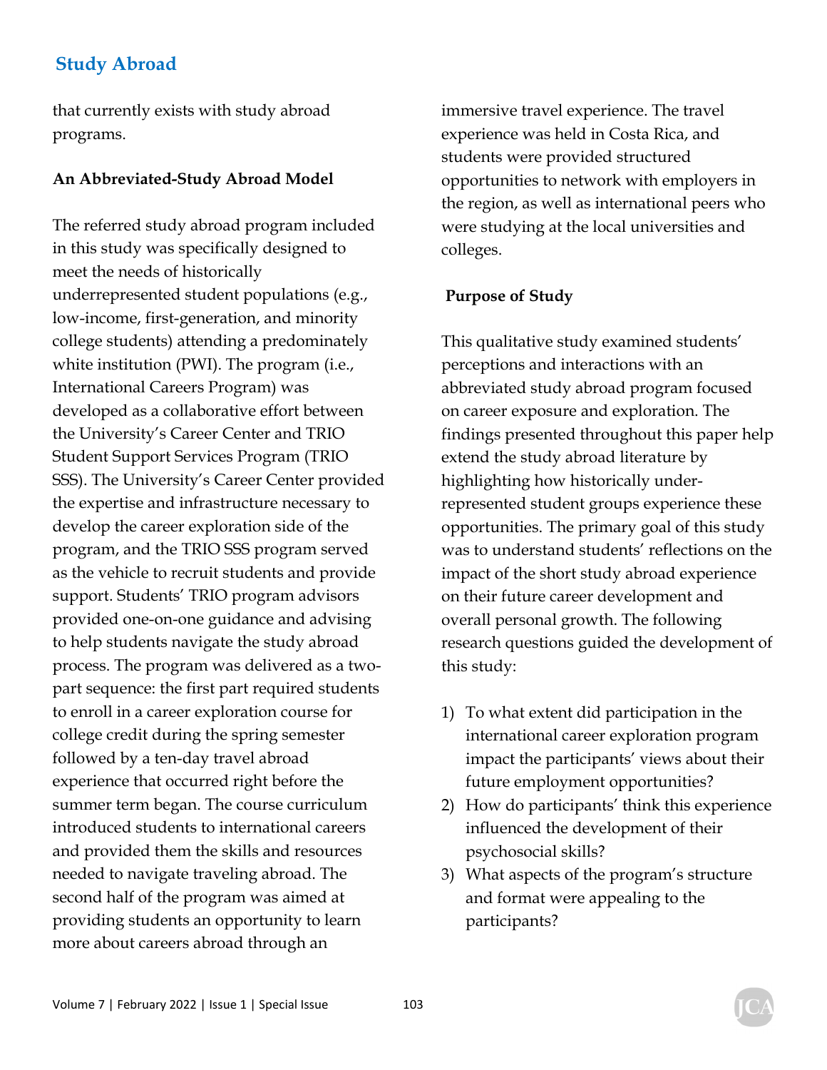that currently exists with study abroad programs.

**An Abbreviated-Study Abroad Model**

The referred study abroad program included in this study was specifically designed to meet the needs of historically underrepresented student populations (e.g., low-income, first-generation, and minority college students) attending a predominately white institution (PWI). The program (i.e., International Careers Program) was developed as a collaborative effort between the University's Career Center and TRIO Student Support Services Program (TRIO SSS). The University's Career Center provided the expertise and infrastructure necessary to develop the career exploration side of the program, and the TRIO SSS program served as the vehicle to recruit students and provide support. Students' TRIO program advisors provided one-on-one guidance and advising to help students navigate the study abroad process. The program was delivered as a two-part sequence: the first part required students to enroll in a career exploration course for college credit during the spring semester followed by a ten-day travel abroad experience that occurred right before the summer term began. The course curriculum introduced students to international careers and provided them the skills and resources needed to navigate traveling abroad. The second half of the program was aimed at providing students an opportunity to learn more about careers abroad through an immersive travel experience. The travel experience was held in Costa Rica, and students were provided structured opportunities to network with employers in the region, as well as international peers who were studying at the local universities and colleges.

**Purpose of Study**

This qualitative study examined students' perceptions and interactions with an abbreviated study abroad program focused on career exposure and exploration. The findings presented throughout this paper help extend the study abroad literature by highlighting how historically under-represented student groups experience these opportunities. The primary goal of this study was to understand students' reflections on the impact of the short study abroad experience on their future career development and overall personal growth. The following research questions guided the development of this study:

1) To what extent did participation in the international career exploration program impact the participants' views about their future employment opportunities?
2) How do participants' think this experience influenced the development of their psychosocial skills?
3) What aspects of the program's structure and format were appealing to the participants?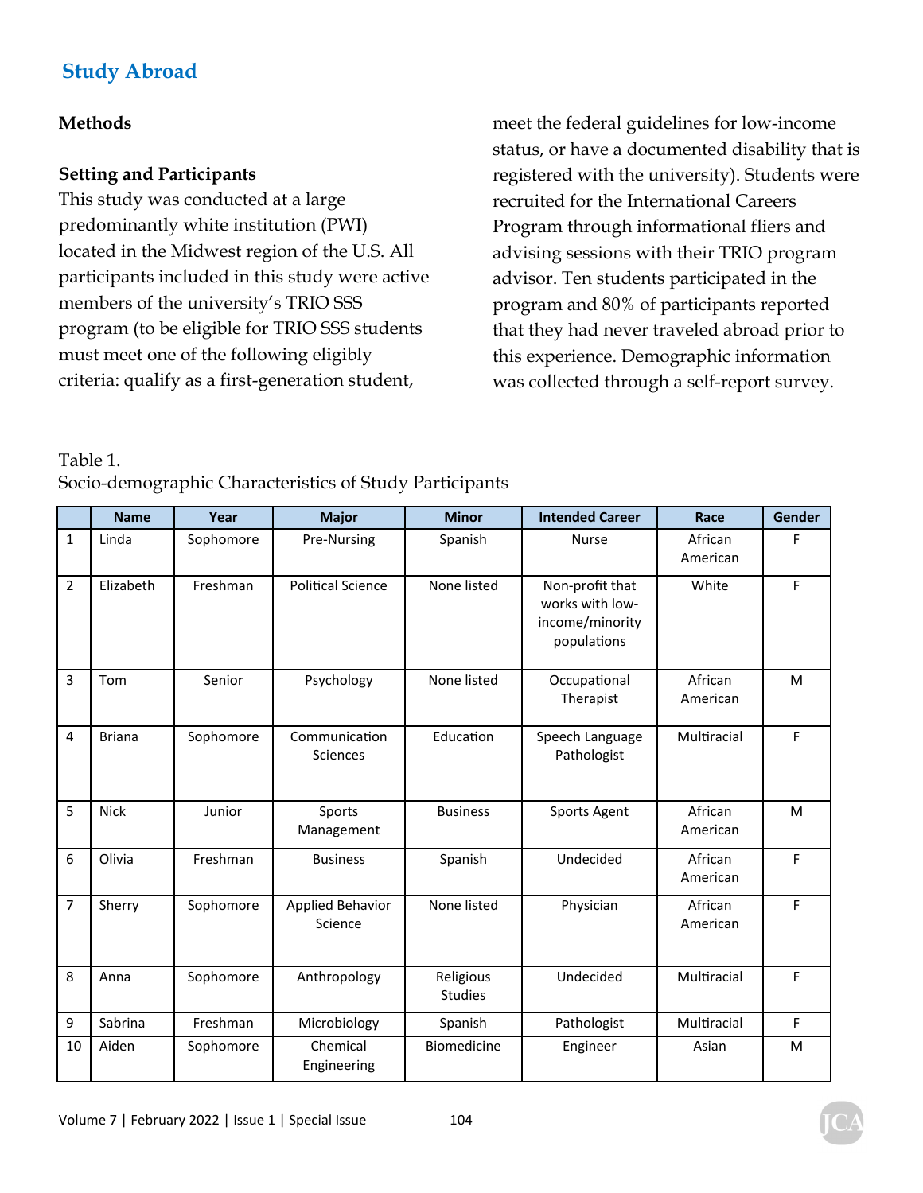## Study Abroad

### Methods

#### Setting and Participants

This study was conducted at a large predominantly white institution (PWI) located in the Midwest region of the U.S. All participants included in this study were active members of the university's TRIO SSS program (to be eligible for TRIO SSS students must meet one of the following eligibly criteria: qualify as a first-generation student, meet the federal guidelines for low-income status, or have a documented disability that is registered with the university). Students were recruited for the International Careers Program through informational fliers and advising sessions with their TRIO program advisor. Ten students participated in the program and 80% of participants reported that they had never traveled abroad prior to this experience. Demographic information was collected through a self-report survey.

Table 1.
Socio-demographic Characteristics of Study Participants

| | Name | Year | Major | Minor | Intended Career | Race | Gender |
|---|---|---|---|---|---|---|---|
| 1 | Linda | Sophomore | Pre-Nursing | Spanish | Nurse | African American | F |
| 2 | Elizabeth | Freshman | Political Science | None listed | Non-profit that works with low-income/minority populations | White | F |
| 3 | Tom | Senior | Psychology | None listed | Occupational Therapist | African American | M |
| 4 | Briana | Sophomore | Communication Sciences | Education | Speech Language Pathologist | Multiracial | F |
| 5 | Nick | Junior | Sports Management | Business | Sports Agent | African American | M |
| 6 | Olivia | Freshman | Business | Spanish | Undecided | African American | F |
| 7 | Sherry | Sophomore | Applied Behavior Science | None listed | Physician | African American | F |
| 8 | Anna | Sophomore | Anthropology | Religious Studies | Undecided | Multiracial | F |
| 9 | Sabrina | Freshman | Microbiology | Spanish | Pathologist | Multiracial | F |
| 10 | Aiden | Sophomore | Chemical Engineering | Biomedicine | Engineer | Asian | M |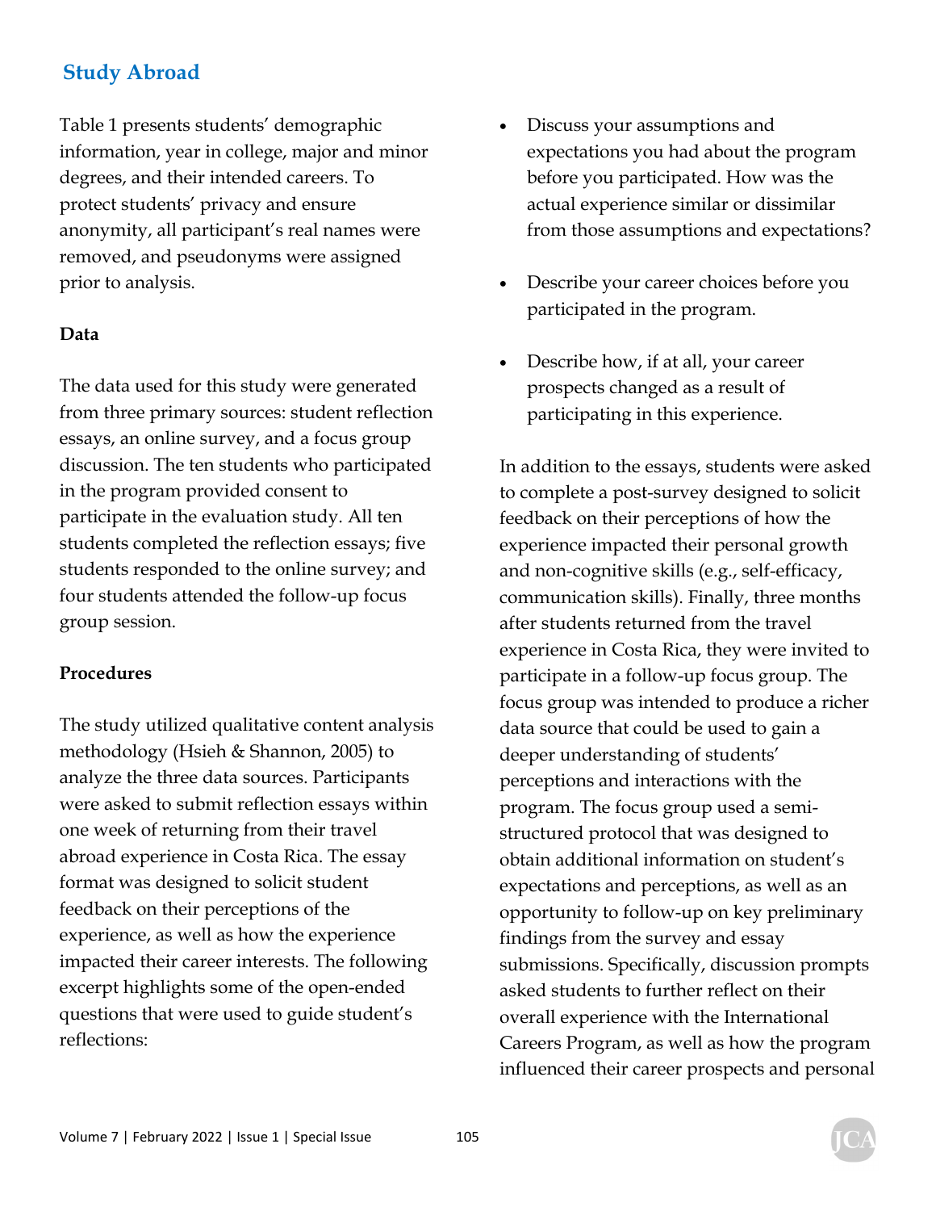Table 1 presents students' demographic information, year in college, major and minor degrees, and their intended careers. To protect students' privacy and ensure anonymity, all participant's real names were removed, and pseudonyms were assigned prior to analysis.

**Data**

The data used for this study were generated from three primary sources: student reflection essays, an online survey, and a focus group discussion. The ten students who participated in the program provided consent to participate in the evaluation study. All ten students completed the reflection essays; five students responded to the online survey; and four students attended the follow-up focus group session.

**Procedures**

The study utilized qualitative content analysis methodology (Hsieh & Shannon, 2005) to analyze the three data sources. Participants were asked to submit reflection essays within one week of returning from their travel abroad experience in Costa Rica. The essay format was designed to solicit student feedback on their perceptions of the experience, as well as how the experience impacted their career interests. The following excerpt highlights some of the open-ended questions that were used to guide student's reflections:

- Discuss your assumptions and expectations you had about the program before you participated. How was the actual experience similar or dissimilar from those assumptions and expectations?
- Describe your career choices before you participated in the program.
- Describe how, if at all, your career prospects changed as a result of participating in this experience.

In addition to the essays, students were asked to complete a post-survey designed to solicit feedback on their perceptions of how the experience impacted their personal growth and non-cognitive skills (e.g., self-efficacy, communication skills). Finally, three months after students returned from the travel experience in Costa Rica, they were invited to participate in a follow-up focus group. The focus group was intended to produce a richer data source that could be used to gain a deeper understanding of students' perceptions and interactions with the program. The focus group used a semi-structured protocol that was designed to obtain additional information on student's expectations and perceptions, as well as an opportunity to follow-up on key preliminary findings from the survey and essay submissions. Specifically, discussion prompts asked students to further reflect on their overall experience with the International Careers Program, as well as how the program influenced their career prospects and personal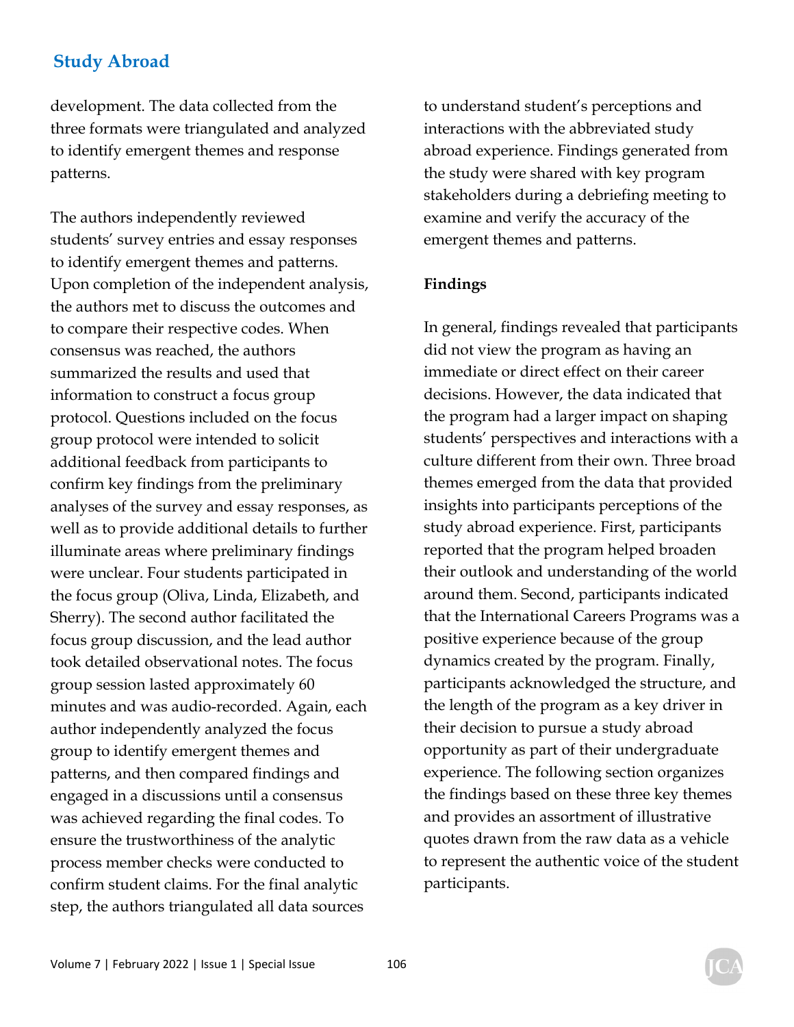development. The data collected from the three formats were triangulated and analyzed to identify emergent themes and response patterns.

The authors independently reviewed students' survey entries and essay responses to identify emergent themes and patterns. Upon completion of the independent analysis, the authors met to discuss the outcomes and to compare their respective codes. When consensus was reached, the authors summarized the results and used that information to construct a focus group protocol. Questions included on the focus group protocol were intended to solicit additional feedback from participants to confirm key findings from the preliminary analyses of the survey and essay responses, as well as to provide additional details to further illuminate areas where preliminary findings were unclear. Four students participated in the focus group (Oliva, Linda, Elizabeth, and Sherry). The second author facilitated the focus group discussion, and the lead author took detailed observational notes. The focus group session lasted approximately 60 minutes and was audio-recorded. Again, each author independently analyzed the focus group to identify emergent themes and patterns, and then compared findings and engaged in a discussions until a consensus was achieved regarding the final codes. To ensure the trustworthiness of the analytic process member checks were conducted to confirm student claims. For the final analytic step, the authors triangulated all data sources to understand student's perceptions and interactions with the abbreviated study abroad experience. Findings generated from the study were shared with key program stakeholders during a debriefing meeting to examine and verify the accuracy of the emergent themes and patterns.

**Findings**

In general, findings revealed that participants did not view the program as having an immediate or direct effect on their career decisions. However, the data indicated that the program had a larger impact on shaping students' perspectives and interactions with a culture different from their own. Three broad themes emerged from the data that provided insights into participants perceptions of the study abroad experience. First, participants reported that the program helped broaden their outlook and understanding of the world around them. Second, participants indicated that the International Careers Programs was a positive experience because of the group dynamics created by the program. Finally, participants acknowledged the structure, and the length of the program as a key driver in their decision to pursue a study abroad opportunity as part of their undergraduate experience. The following section organizes the findings based on these three key themes and provides an assortment of illustrative quotes drawn from the raw data as a vehicle to represent the authentic voice of the student participants.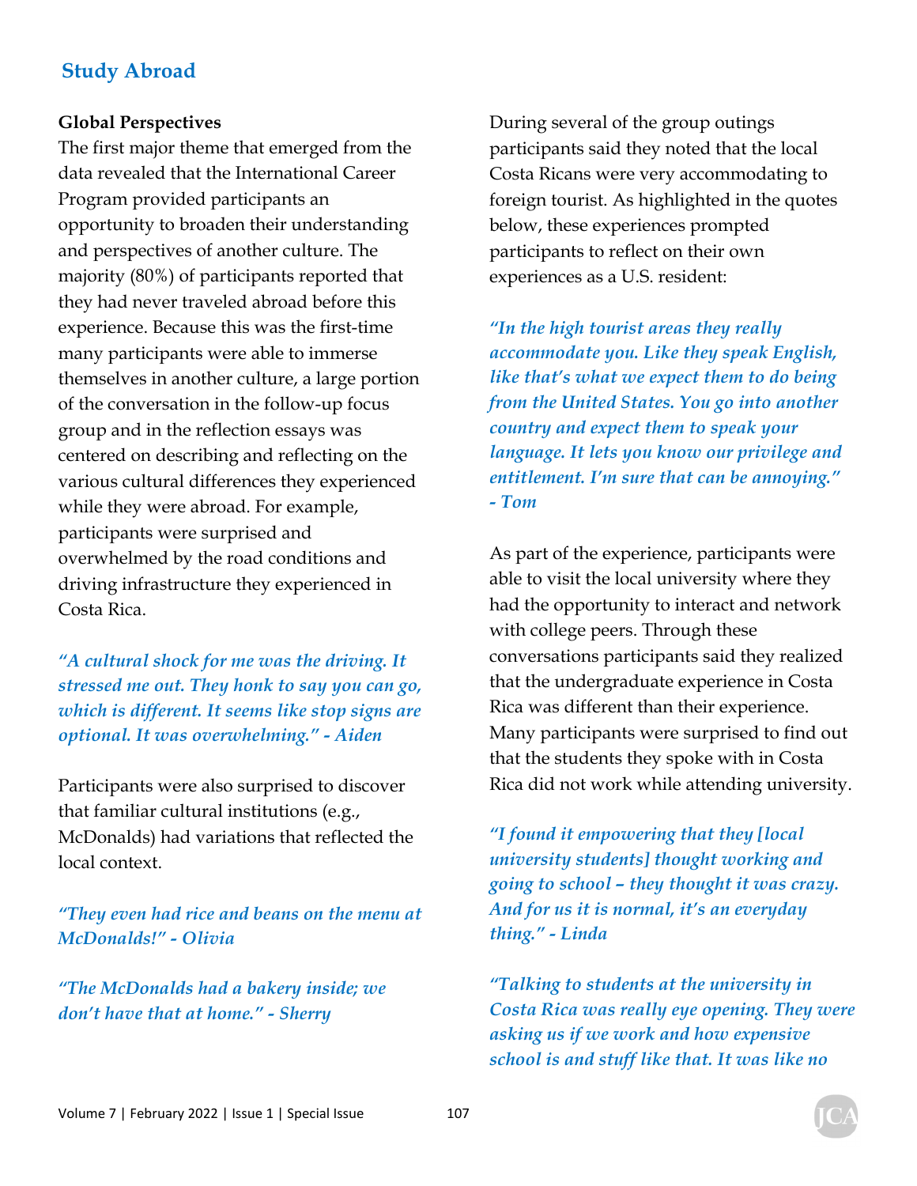## Study Abroad

**Global Perspectives**

The first major theme that emerged from the data revealed that the International Career Program provided participants an opportunity to broaden their understanding and perspectives of another culture. The majority (80%) of participants reported that they had never traveled abroad before this experience. Because this was the first-time many participants were able to immerse themselves in another culture, a large portion of the conversation in the follow-up focus group and in the reflection essays was centered on describing and reflecting on the various cultural differences they experienced while they were abroad. For example, participants were surprised and overwhelmed by the road conditions and driving infrastructure they experienced in Costa Rica.

*"A cultural shock for me was the driving. It stressed me out. They honk to say you can go, which is different. It seems like stop signs are optional. It was overwhelming." - Aiden*

Participants were also surprised to discover that familiar cultural institutions (e.g., McDonalds) had variations that reflected the local context.

*"They even had rice and beans on the menu at McDonalds!" - Olivia*

*"The McDonalds had a bakery inside; we don't have that at home." - Sherry*

During several of the group outings participants said they noted that the local Costa Ricans were very accommodating to foreign tourist. As highlighted in the quotes below, these experiences prompted participants to reflect on their own experiences as a U.S. resident:

*"In the high tourist areas they really accommodate you. Like they speak English, like that's what we expect them to do being from the United States. You go into another country and expect them to speak your language. It lets you know our privilege and entitlement. I'm sure that can be annoying." - Tom*

As part of the experience, participants were able to visit the local university where they had the opportunity to interact and network with college peers. Through these conversations participants said they realized that the undergraduate experience in Costa Rica was different than their experience. Many participants were surprised to find out that the students they spoke with in Costa Rica did not work while attending university.

*"I found it empowering that they [local university students] thought working and going to school – they thought it was crazy. And for us it is normal, it's an everyday thing." - Linda*

*"Talking to students at the university in Costa Rica was really eye opening. They were asking us if we work and how expensive school is and stuff like that. It was like no*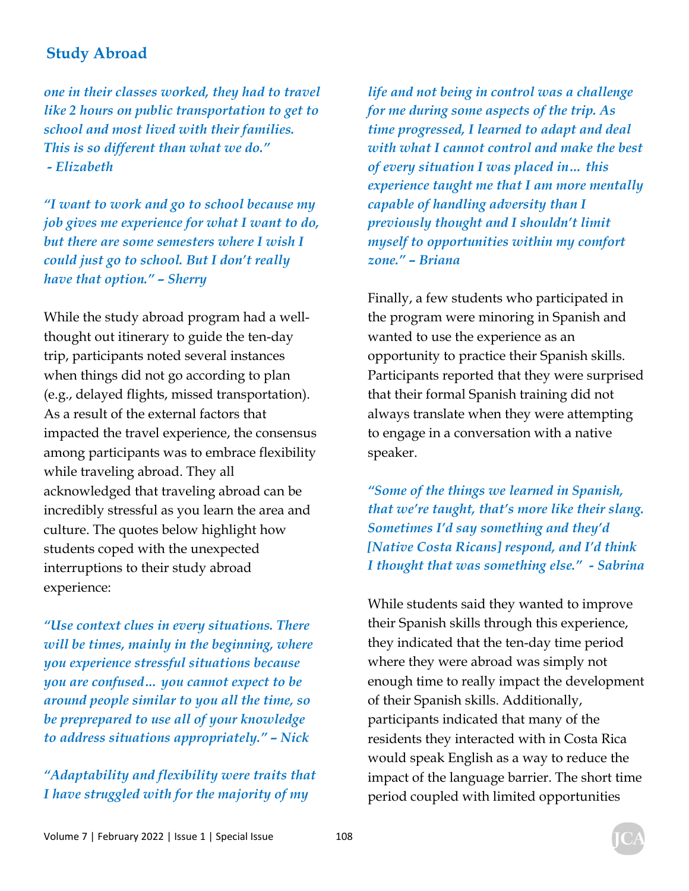*one in their classes worked, they had to travel like 2 hours on public transportation to get to school and most lived with their families. This is so different than what we do." - Elizabeth*

*"I want to work and go to school because my job gives me experience for what I want to do, but there are some semesters where I wish I could just go to school. But I don't really have that option." – Sherry*

While the study abroad program had a well-thought out itinerary to guide the ten-day trip, participants noted several instances when things did not go according to plan (e.g., delayed flights, missed transportation). As a result of the external factors that impacted the travel experience, the consensus among participants was to embrace flexibility while traveling abroad. They all acknowledged that traveling abroad can be incredibly stressful as you learn the area and culture. The quotes below highlight how students coped with the unexpected interruptions to their study abroad experience:

*"Use context clues in every situations. There will be times, mainly in the beginning, where you experience stressful situations because you are confused… you cannot expect to be around people similar to you all the time, so be preprepared to use all of your knowledge to address situations appropriately." – Nick*

*"Adaptability and flexibility were traits that I have struggled with for the majority of my life and not being in control was a challenge for me during some aspects of the trip. As time progressed, I learned to adapt and deal with what I cannot control and make the best of every situation I was placed in… this experience taught me that I am more mentally capable of handling adversity than I previously thought and I shouldn't limit myself to opportunities within my comfort zone." – Briana*

Finally, a few students who participated in the program were minoring in Spanish and wanted to use the experience as an opportunity to practice their Spanish skills. Participants reported that they were surprised that their formal Spanish training did not always translate when they were attempting to engage in a conversation with a native speaker.

*"Some of the things we learned in Spanish, that we're taught, that's more like their slang. Sometimes I'd say something and they'd [Native Costa Ricans] respond, and I'd think I thought that was something else." - Sabrina*

While students said they wanted to improve their Spanish skills through this experience, they indicated that the ten-day time period where they were abroad was simply not enough time to really impact the development of their Spanish skills. Additionally, participants indicated that many of the residents they interacted with in Costa Rica would speak English as a way to reduce the impact of the language barrier. The short time period coupled with limited opportunities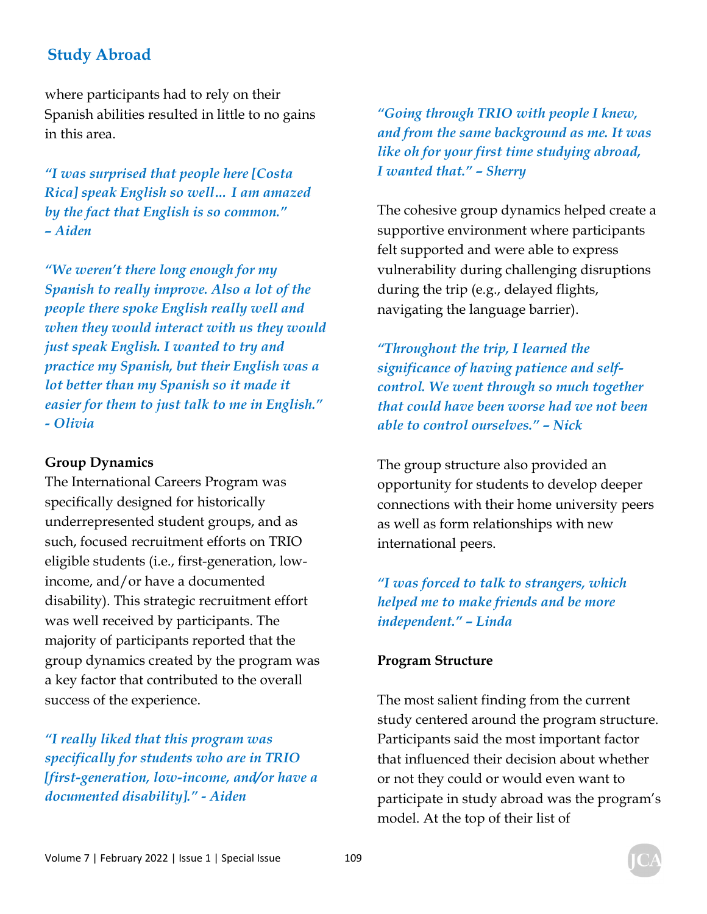where participants had to rely on their Spanish abilities resulted in little to no gains in this area.

*"I was surprised that people here [Costa Rica] speak English so well… I am amazed by the fact that English is so common." – Aiden*

*"We weren't there long enough for my Spanish to really improve. Also a lot of the people there spoke English really well and when they would interact with us they would just speak English. I wanted to try and practice my Spanish, but their English was a lot better than my Spanish so it made it easier for them to just talk to me in English." - Olivia*

**Group Dynamics**

The International Careers Program was specifically designed for historically underrepresented student groups, and as such, focused recruitment efforts on TRIO eligible students (i.e., first-generation, low-income, and/or have a documented disability). This strategic recruitment effort was well received by participants. The majority of participants reported that the group dynamics created by the program was a key factor that contributed to the overall success of the experience.

*"I really liked that this program was specifically for students who are in TRIO [first-generation, low-income, and/or have a documented disability]." - Aiden*

*"Going through TRIO with people I knew, and from the same background as me. It was like oh for your first time studying abroad, I wanted that." – Sherry*

The cohesive group dynamics helped create a supportive environment where participants felt supported and were able to express vulnerability during challenging disruptions during the trip (e.g., delayed flights, navigating the language barrier).

*"Throughout the trip, I learned the significance of having patience and self-control. We went through so much together that could have been worse had we not been able to control ourselves." – Nick*

The group structure also provided an opportunity for students to develop deeper connections with their home university peers as well as form relationships with new international peers.

*"I was forced to talk to strangers, which helped me to make friends and be more independent." – Linda*

**Program Structure**

The most salient finding from the current study centered around the program structure. Participants said the most important factor that influenced their decision about whether or not they could or would even want to participate in study abroad was the program's model. At the top of their list of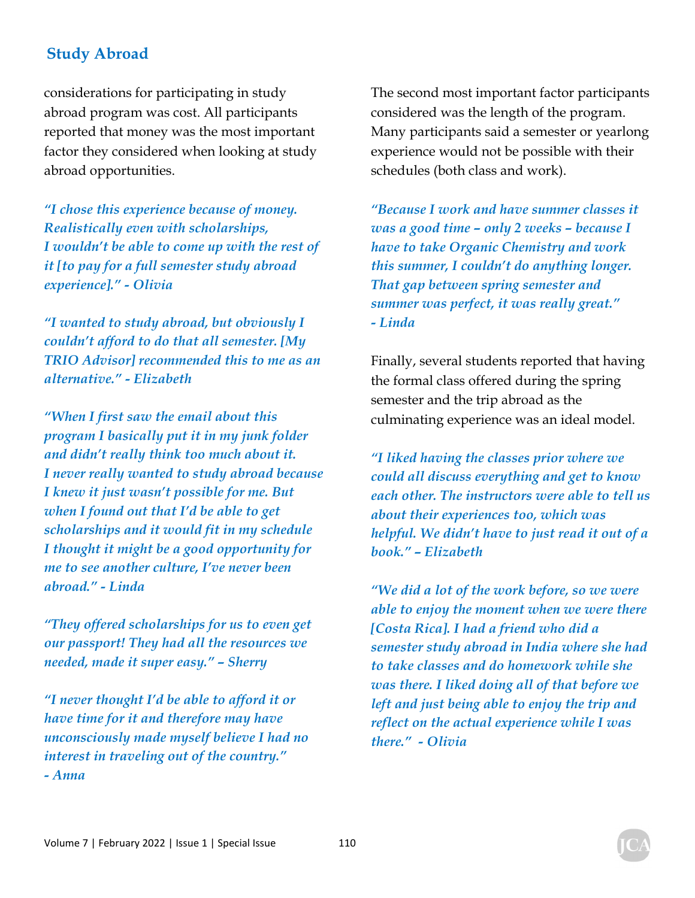considerations for participating in study abroad program was cost. All participants reported that money was the most important factor they considered when looking at study abroad opportunities.

*"I chose this experience because of money. Realistically even with scholarships, I wouldn't be able to come up with the rest of it [to pay for a full semester study abroad experience]." - Olivia*

*"I wanted to study abroad, but obviously I couldn't afford to do that all semester. [My TRIO Advisor] recommended this to me as an alternative." - Elizabeth*

*"When I first saw the email about this program I basically put it in my junk folder and didn't really think too much about it. I never really wanted to study abroad because I knew it just wasn't possible for me. But when I found out that I'd be able to get scholarships and it would fit in my schedule I thought it might be a good opportunity for me to see another culture, I've never been abroad." - Linda*

*"They offered scholarships for us to even get our passport! They had all the resources we needed, made it super easy." – Sherry*

*"I never thought I'd be able to afford it or have time for it and therefore may have unconsciously made myself believe I had no interest in traveling out of the country." - Anna*

The second most important factor participants considered was the length of the program. Many participants said a semester or yearlong experience would not be possible with their schedules (both class and work).

*"Because I work and have summer classes it was a good time – only 2 weeks – because I have to take Organic Chemistry and work this summer, I couldn't do anything longer. That gap between spring semester and summer was perfect, it was really great." - Linda*

Finally, several students reported that having the formal class offered during the spring semester and the trip abroad as the culminating experience was an ideal model.

*"I liked having the classes prior where we could all discuss everything and get to know each other. The instructors were able to tell us about their experiences too, which was helpful. We didn't have to just read it out of a book." – Elizabeth*

*"We did a lot of the work before, so we were able to enjoy the moment when we were there [Costa Rica]. I had a friend who did a semester study abroad in India where she had to take classes and do homework while she was there. I liked doing all of that before we left and just being able to enjoy the trip and reflect on the actual experience while I was there." - Olivia*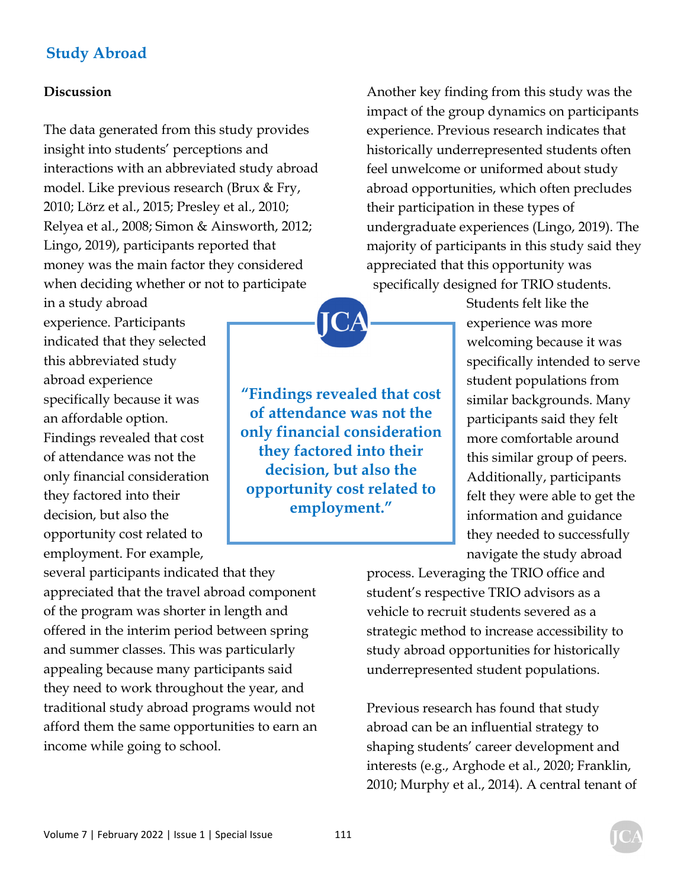## Study Abroad

### Discussion

The data generated from this study provides insight into students' perceptions and interactions with an abbreviated study abroad model. Like previous research (Brux & Fry, 2010; Lörz et al., 2015; Presley et al., 2010; Relyea et al., 2008; Simon & Ainsworth, 2012; Lingo, 2019), participants reported that money was the main factor they considered when deciding whether or not to participate in a study abroad experience. Participants indicated that they selected this abbreviated study abroad experience specifically because it was an affordable option. Findings revealed that cost of attendance was not the only financial consideration they factored into their decision, but also the opportunity cost related to employment. For example, several participants indicated that they appreciated that the travel abroad component of the program was shorter in length and offered in the interim period between spring and summer classes. This was particularly appealing because many participants said they need to work throughout the year, and traditional study abroad programs would not afford them the same opportunities to earn an income while going to school.

> "Findings revealed that cost of attendance was not the only financial consideration they factored into their decision, but also the opportunity cost related to employment."

Another key finding from this study was the impact of the group dynamics on participants experience. Previous research indicates that historically underrepresented students often feel unwelcome or uniformed about study abroad opportunities, which often precludes their participation in these types of undergraduate experiences (Lingo, 2019). The majority of participants in this study said they appreciated that this opportunity was specifically designed for TRIO students. Students felt like the experience was more welcoming because it was specifically intended to serve student populations from similar backgrounds. Many participants said they felt more comfortable around this similar group of peers. Additionally, participants felt they were able to get the information and guidance they needed to successfully navigate the study abroad process. Leveraging the TRIO office and student's respective TRIO advisors as a vehicle to recruit students severed as a strategic method to increase accessibility to study abroad opportunities for historically underrepresented student populations.

Previous research has found that study abroad can be an influential strategy to shaping students' career development and interests (e.g., Arghode et al., 2020; Franklin, 2010; Murphy et al., 2014). A central tenant of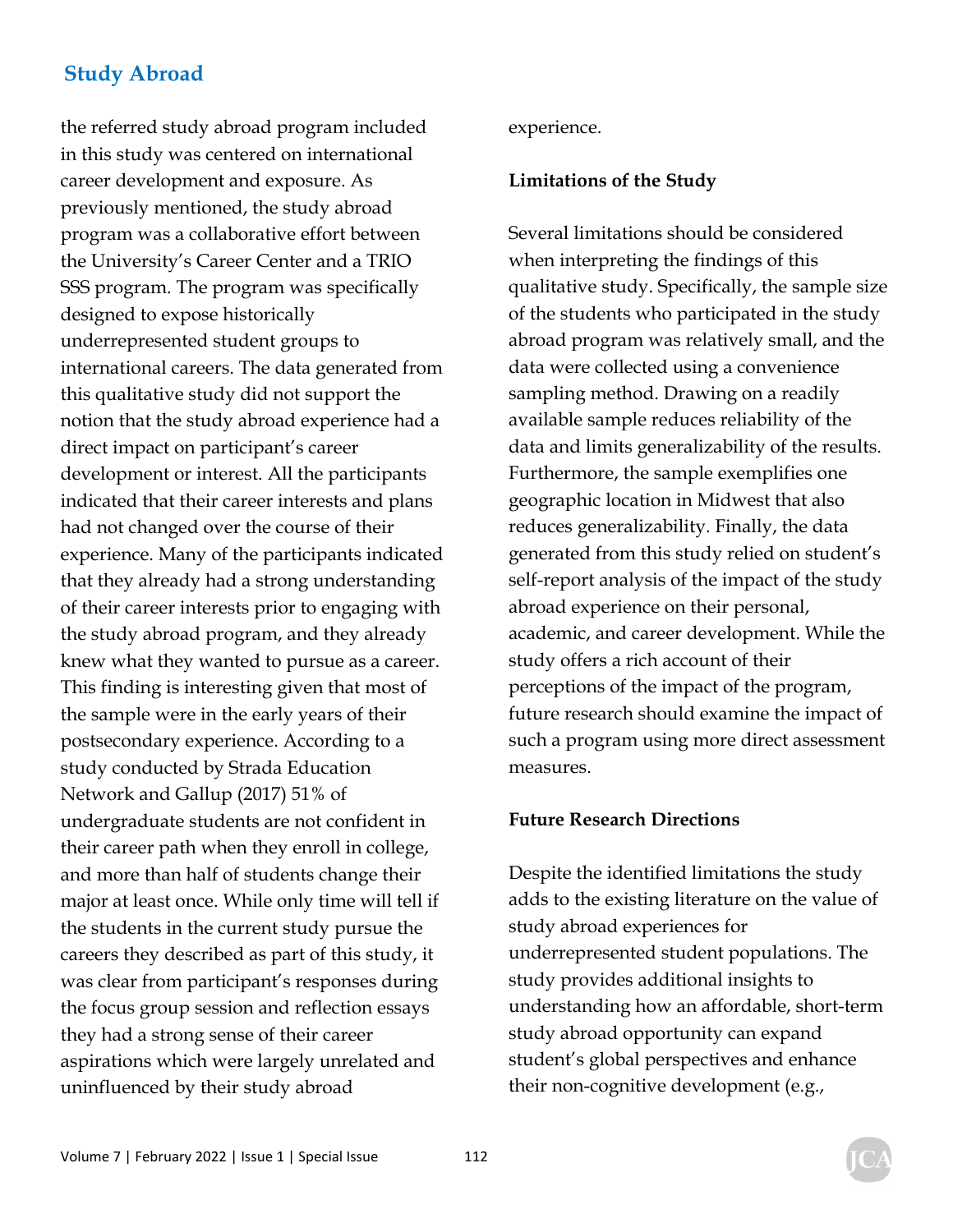the referred study abroad program included in this study was centered on international career development and exposure. As previously mentioned, the study abroad program was a collaborative effort between the University's Career Center and a TRIO SSS program. The program was specifically designed to expose historically underrepresented student groups to international careers. The data generated from this qualitative study did not support the notion that the study abroad experience had a direct impact on participant's career development or interest. All the participants indicated that their career interests and plans had not changed over the course of their experience. Many of the participants indicated that they already had a strong understanding of their career interests prior to engaging with the study abroad program, and they already knew what they wanted to pursue as a career. This finding is interesting given that most of the sample were in the early years of their postsecondary experience. According to a study conducted by Strada Education Network and Gallup (2017) 51% of undergraduate students are not confident in their career path when they enroll in college, and more than half of students change their major at least once. While only time will tell if the students in the current study pursue the careers they described as part of this study, it was clear from participant's responses during the focus group session and reflection essays they had a strong sense of their career aspirations which were largely unrelated and uninfluenced by their study abroad experience.

**Limitations of the Study**

Several limitations should be considered when interpreting the findings of this qualitative study. Specifically, the sample size of the students who participated in the study abroad program was relatively small, and the data were collected using a convenience sampling method. Drawing on a readily available sample reduces reliability of the data and limits generalizability of the results. Furthermore, the sample exemplifies one geographic location in Midwest that also reduces generalizability. Finally, the data generated from this study relied on student's self-report analysis of the impact of the study abroad experience on their personal, academic, and career development. While the study offers a rich account of their perceptions of the impact of the program, future research should examine the impact of such a program using more direct assessment measures.

**Future Research Directions**

Despite the identified limitations the study adds to the existing literature on the value of study abroad experiences for underrepresented student populations. The study provides additional insights to understanding how an affordable, short-term study abroad opportunity can expand student's global perspectives and enhance their non-cognitive development (e.g.,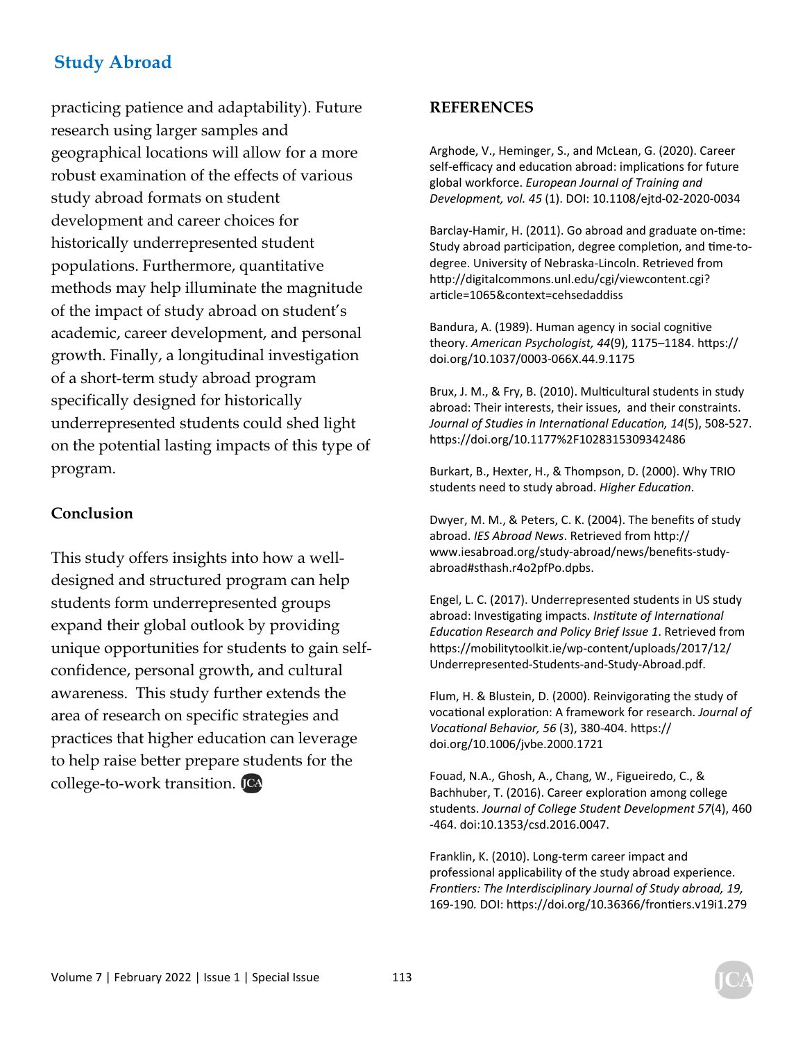practicing patience and adaptability). Future research using larger samples and geographical locations will allow for a more robust examination of the effects of various study abroad formats on student development and career choices for historically underrepresented student populations. Furthermore, quantitative methods may help illuminate the magnitude of the impact of study abroad on student's academic, career development, and personal growth. Finally, a longitudinal investigation of a short-term study abroad program specifically designed for historically underrepresented students could shed light on the potential lasting impacts of this type of program.

## Conclusion

This study offers insights into how a well-designed and structured program can help students form underrepresented groups expand their global outlook by providing unique opportunities for students to gain self-confidence, personal growth, and cultural awareness. This study further extends the area of research on specific strategies and practices that higher education can leverage to help raise better prepare students for the college-to-work transition.

## REFERENCES

Arghode, V., Heminger, S., and McLean, G. (2020). Career self-efficacy and education abroad: implications for future global workforce. *European Journal of Training and Development, vol. 45* (1). DOI: 10.1108/ejtd-02-2020-0034

Barclay-Hamir, H. (2011). Go abroad and graduate on-time: Study abroad participation, degree completion, and time-to-degree. University of Nebraska-Lincoln. Retrieved from http://digitalcommons.unl.edu/cgi/viewcontent.cgi?article=1065&context=cehsedaddiss

Bandura, A. (1989). Human agency in social cognitive theory. *American Psychologist, 44*(9), 1175–1184. https://doi.org/10.1037/0003-066X.44.9.1175

Brux, J. M., & Fry, B. (2010). Multicultural students in study abroad: Their interests, their issues, and their constraints. *Journal of Studies in International Education, 14*(5), 508-527. https://doi.org/10.1177%2F1028315309342486

Burkart, B., Hexter, H., & Thompson, D. (2000). Why TRIO students need to study abroad. *Higher Education*.

Dwyer, M. M., & Peters, C. K. (2004). The benefits of study abroad. *IES Abroad News*. Retrieved from http://www.iesabroad.org/study-abroad/news/benefits-study-abroad#sthash.r4o2pfPo.dpbs.

Engel, L. C. (2017). Underrepresented students in US study abroad: Investigating impacts. *Institute of International Education Research and Policy Brief Issue 1*. Retrieved from https://mobilitytoolkit.ie/wp-content/uploads/2017/12/Underrepresented-Students-and-Study-Abroad.pdf.

Flum, H. & Blustein, D. (2000). Reinvigorating the study of vocational exploration: A framework for research. *Journal of Vocational Behavior, 56* (3), 380-404. https://doi.org/10.1006/jvbe.2000.1721

Fouad, N.A., Ghosh, A., Chang, W., Figueiredo, C., & Bachhuber, T. (2016). Career exploration among college students. *Journal of College Student Development 57*(4), 460-464. doi:10.1353/csd.2016.0047.

Franklin, K. (2010). Long-term career impact and professional applicability of the study abroad experience. *Frontiers: The Interdisciplinary Journal of Study abroad, 19,* 169-190. DOI: https://doi.org/10.36366/frontiers.v19i1.279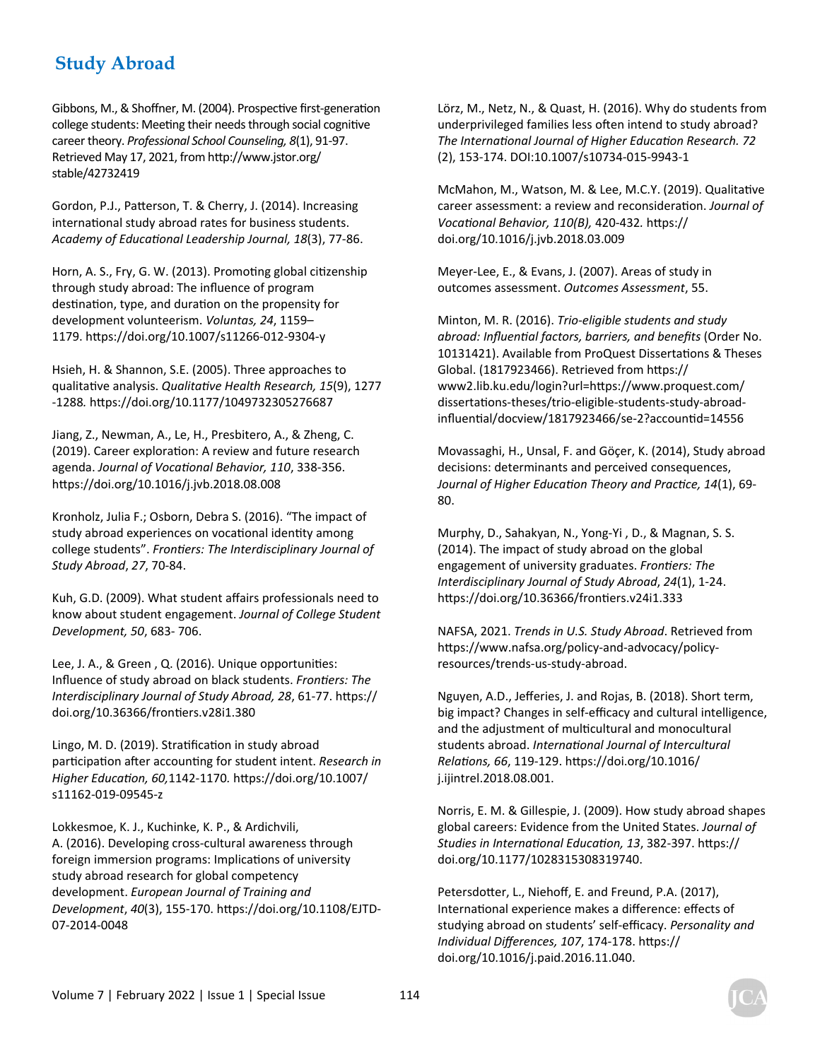Gibbons, M., & Shoffner, M. (2004). Prospective first-generation college students: Meeting their needs through social cognitive career theory. *Professional School Counseling, 8*(1), 91-97. Retrieved May 17, 2021, from http://www.jstor.org/stable/42732419

Gordon, P.J., Patterson, T. & Cherry, J. (2014). Increasing international study abroad rates for business students. *Academy of Educational Leadership Journal, 18*(3), 77-86.

Horn, A. S., Fry, G. W. (2013). Promoting global citizenship through study abroad: The influence of program destination, type, and duration on the propensity for development volunteerism. *Voluntas, 24*, 1159–1179. https://doi.org/10.1007/s11266-012-9304-y

Hsieh, H. & Shannon, S.E. (2005). Three approaches to qualitative analysis. *Qualitative Health Research, 15*(9), 1277-1288. https://doi.org/10.1177/1049732305276687

Jiang, Z., Newman, A., Le, H., Presbitero, A., & Zheng, C. (2019). Career exploration: A review and future research agenda. *Journal of Vocational Behavior, 110*, 338-356. https://doi.org/10.1016/j.jvb.2018.08.008

Kronholz, Julia F.; Osborn, Debra S. (2016). "The impact of study abroad experiences on vocational identity among college students". *Frontiers: The Interdisciplinary Journal of Study Abroad*, *27*, 70-84.

Kuh, G.D. (2009). What student affairs professionals need to know about student engagement. *Journal of College Student Development, 50*, 683- 706.

Lee, J. A., & Green , Q. (2016). Unique opportunities: Influence of study abroad on black students. *Frontiers: The Interdisciplinary Journal of Study Abroad, 28*, 61-77. https://doi.org/10.36366/frontiers.v28i1.380

Lingo, M. D. (2019). Stratification in study abroad participation after accounting for student intent. *Research in Higher Education, 60,*1142-1170. https://doi.org/10.1007/s11162-019-09545-z

Lokkesmoe, K. J., Kuchinke, K. P., & Ardichvili, A. (2016). Developing cross-cultural awareness through foreign immersion programs: Implications of university study abroad research for global competency development. *European Journal of Training and Development*, *40*(3), 155-170. https://doi.org/10.1108/EJTD-07-2014-0048

Lörz, M., Netz, N., & Quast, H. (2016). Why do students from underprivileged families less often intend to study abroad? *The International Journal of Higher Education Research. 72* (2), 153-174. DOI:10.1007/s10734-015-9943-1

McMahon, M., Watson, M. & Lee, M.C.Y. (2019). Qualitative career assessment: a review and reconsideration. *Journal of Vocational Behavior, 110(B),* 420-432. https://doi.org/10.1016/j.jvb.2018.03.009

Meyer-Lee, E., & Evans, J. (2007). Areas of study in outcomes assessment. *Outcomes Assessment*, 55.

Minton, M. R. (2016). *Trio-eligible students and study abroad: Influential factors, barriers, and benefits* (Order No. 10131421). Available from ProQuest Dissertations & Theses Global. (1817923466). Retrieved from https://www2.lib.ku.edu/login?url=https://www.proquest.com/dissertations-theses/trio-eligible-students-study-abroad-influential/docview/1817923466/se-2?accountid=14556

Movassaghi, H., Unsal, F. and Göçer, K. (2014), Study abroad decisions: determinants and perceived consequences, *Journal of Higher Education Theory and Practice, 14*(1), 69-80.

Murphy, D., Sahakyan, N., Yong-Yi , D., & Magnan, S. S. (2014). The impact of study abroad on the global engagement of university graduates. *Frontiers: The Interdisciplinary Journal of Study Abroad*, *24*(1), 1-24. https://doi.org/10.36366/frontiers.v24i1.333

NAFSA, 2021. *Trends in U.S. Study Abroad*. Retrieved from https://www.nafsa.org/policy-and-advocacy/policy-resources/trends-us-study-abroad.

Nguyen, A.D., Jefferies, J. and Rojas, B. (2018). Short term, big impact? Changes in self-efficacy and cultural intelligence, and the adjustment of multicultural and monocultural students abroad. *International Journal of Intercultural Relations, 66*, 119-129. https://doi.org/10.1016/j.ijintrel.2018.08.001.

Norris, E. M. & Gillespie, J. (2009). How study abroad shapes global careers: Evidence from the United States. *Journal of Studies in International Education, 13*, 382-397. https://doi.org/10.1177/1028315308319740.

Petersdotter, L., Niehoff, E. and Freund, P.A. (2017), International experience makes a difference: effects of studying abroad on students' self-efficacy. *Personality and Individual Differences, 107*, 174-178. https://doi.org/10.1016/j.paid.2016.11.040.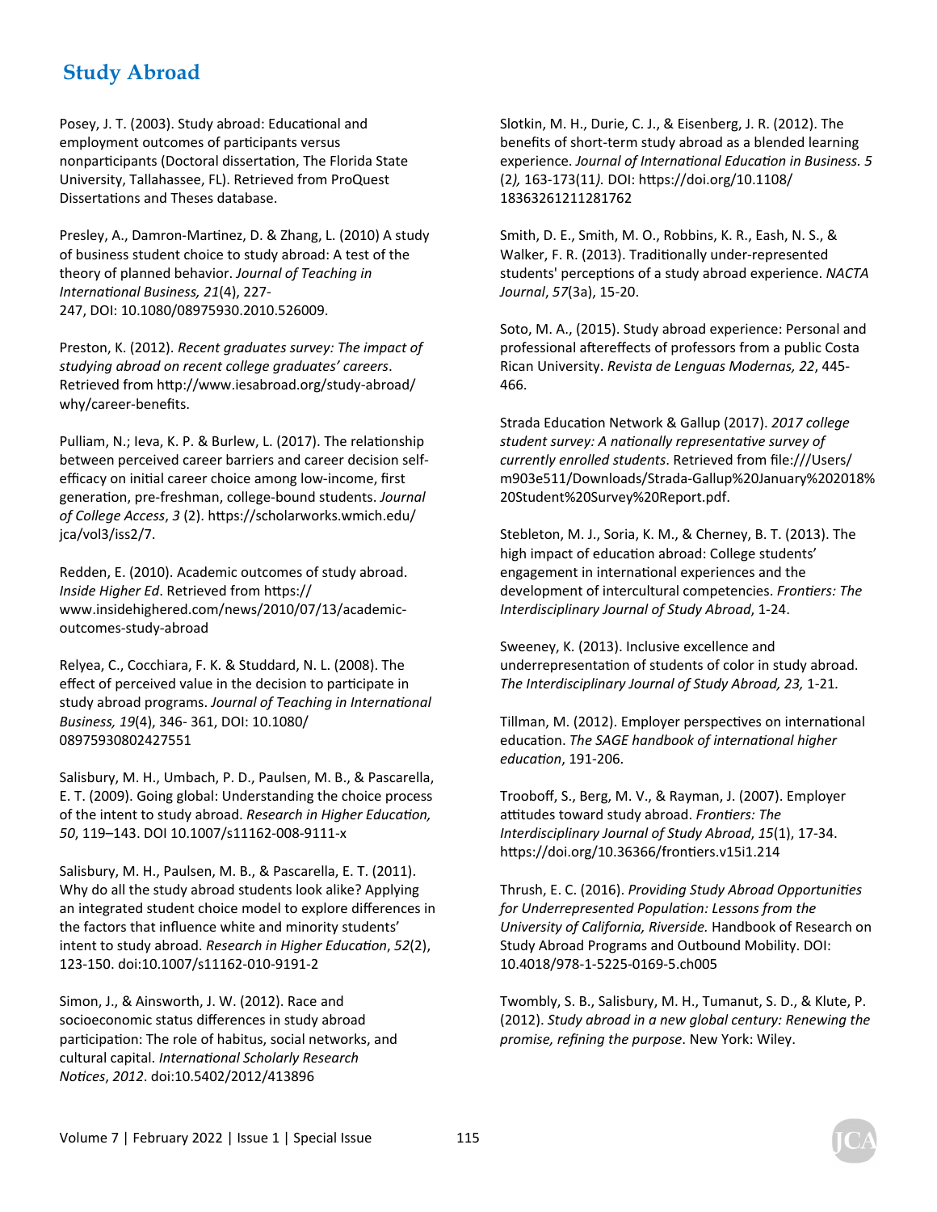Posey, J. T. (2003). Study abroad: Educational and employment outcomes of participants versus nonparticipants (Doctoral dissertation, The Florida State University, Tallahassee, FL). Retrieved from ProQuest Dissertations and Theses database.

Presley, A., Damron-Martinez, D. & Zhang, L. (2010) A study of business student choice to study abroad: A test of the theory of planned behavior. *Journal of Teaching in International Business, 21*(4), 227-247, DOI: 10.1080/08975930.2010.526009.

Preston, K. (2012). *Recent graduates survey: The impact of studying abroad on recent college graduates' careers*. Retrieved from http://www.iesabroad.org/study-abroad/why/career-benefits.

Pulliam, N.; Ieva, K. P. & Burlew, L. (2017). The relationship between perceived career barriers and career decision self-efficacy on initial career choice among low-income, first generation, pre-freshman, college-bound students. *Journal of College Access*, *3* (2). https://scholarworks.wmich.edu/jca/vol3/iss2/7.

Redden, E. (2010). Academic outcomes of study abroad. *Inside Higher Ed*. Retrieved from https://www.insidehighered.com/news/2010/07/13/academic-outcomes-study-abroad

Relyea, C., Cocchiara, F. K. & Studdard, N. L. (2008). The effect of perceived value in the decision to participate in study abroad programs. *Journal of Teaching in International Business, 19*(4), 346- 361, DOI: 10.1080/08975930802427551

Salisbury, M. H., Umbach, P. D., Paulsen, M. B., & Pascarella, E. T. (2009). Going global: Understanding the choice process of the intent to study abroad. *Research in Higher Education, 50*, 119–143. DOI 10.1007/s11162-008-9111-x

Salisbury, M. H., Paulsen, M. B., & Pascarella, E. T. (2011). Why do all the study abroad students look alike? Applying an integrated student choice model to explore differences in the factors that influence white and minority students' intent to study abroad. *Research in Higher Education*, *52*(2), 123-150. doi:10.1007/s11162-010-9191-2

Simon, J., & Ainsworth, J. W. (2012). Race and socioeconomic status differences in study abroad participation: The role of habitus, social networks, and cultural capital. *International Scholarly Research Notices*, *2012*. doi:10.5402/2012/413896

Slotkin, M. H., Durie, C. J., & Eisenberg, J. R. (2012). The benefits of short-term study abroad as a blended learning experience. *Journal of International Education in Business. 5* (2*),* 163-173(11*).* DOI: https://doi.org/10.1108/18363261211281762

Smith, D. E., Smith, M. O., Robbins, K. R., Eash, N. S., & Walker, F. R. (2013). Traditionally under-represented students' perceptions of a study abroad experience. *NACTA Journal*, *57*(3a), 15-20.

Soto, M. A., (2015). Study abroad experience: Personal and professional aftereffects of professors from a public Costa Rican University. *Revista de Lenguas Modernas, 22*, 445-466.

Strada Education Network & Gallup (2017). *2017 college student survey: A nationally representative survey of currently enrolled students*. Retrieved from file:///Users/m903e511/Downloads/Strada-Gallup%20January%202018%20Student%20Survey%20Report.pdf.

Stebleton, M. J., Soria, K. M., & Cherney, B. T. (2013). The high impact of education abroad: College students' engagement in international experiences and the development of intercultural competencies. *Frontiers: The Interdisciplinary Journal of Study Abroad*, 1-24.

Sweeney, K. (2013). Inclusive excellence and underrepresentation of students of color in study abroad. *The Interdisciplinary Journal of Study Abroad, 23,* 1-21*.*

Tillman, M. (2012). Employer perspectives on international education. *The SAGE handbook of international higher education*, 191-206.

Trooboff, S., Berg, M. V., & Rayman, J. (2007). Employer attitudes toward study abroad. *Frontiers: The Interdisciplinary Journal of Study Abroad*, *15*(1), 17-34. https://doi.org/10.36366/frontiers.v15i1.214

Thrush, E. C. (2016). *Providing Study Abroad Opportunities for Underrepresented Population: Lessons from the University of California, Riverside.* Handbook of Research on Study Abroad Programs and Outbound Mobility. DOI: 10.4018/978-1-5225-0169-5.ch005

Twombly, S. B., Salisbury, M. H., Tumanut, S. D., & Klute, P. (2012). *Study abroad in a new global century: Renewing the promise, refining the purpose*. New York: Wiley.